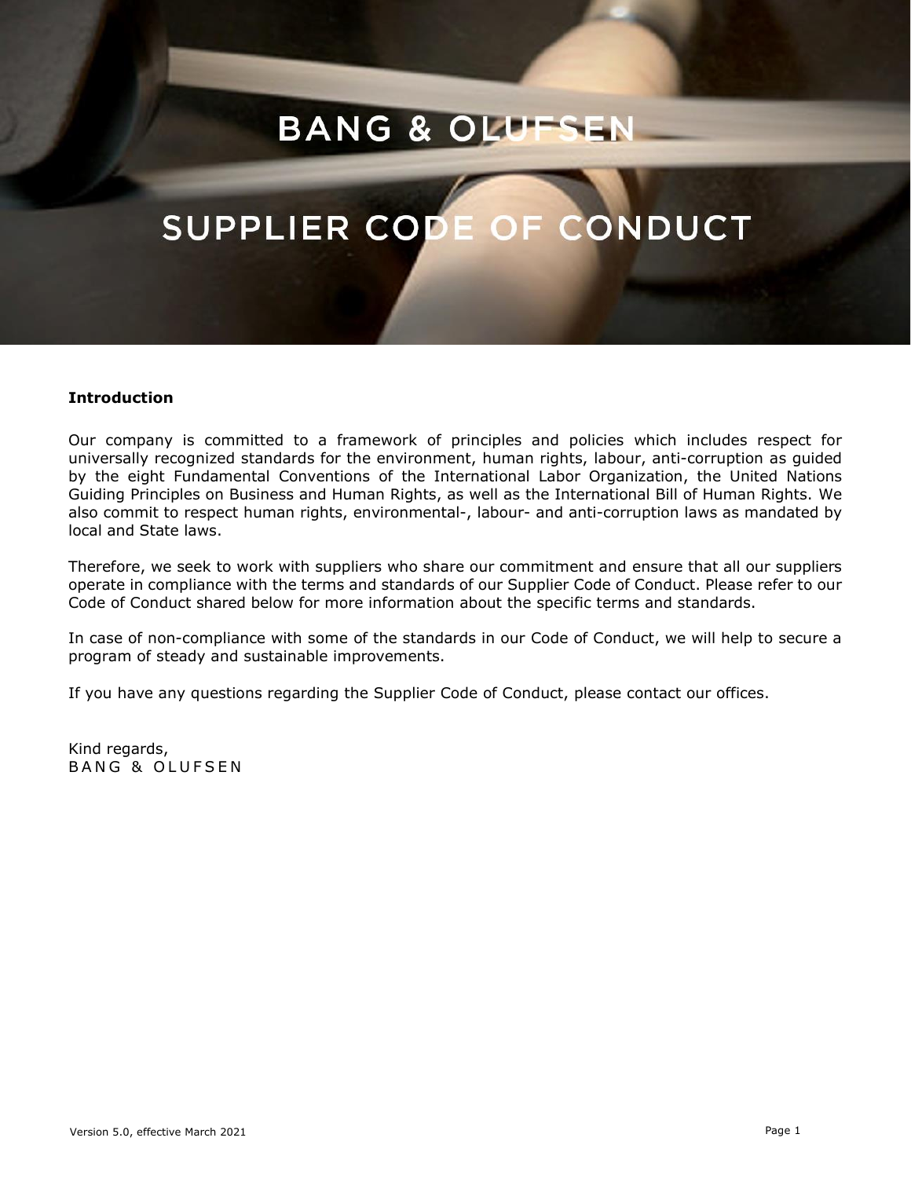# BANG & OLUFSEN

# SUPPLIER CODE OF CONDUCT

**Introduction**

Our company is committed to a framework of principles and policies which includes respect for universally recognized standards for the environment, human rights, labour, anti-corruption as guided by the eight Fundamental Conventions of the International Labor Organization, the United Nations Guiding Principles on Business and Human Rights, as well as the International Bill of Human Rights. We also commit to respect human rights, environmental-, labour- and anti-corruption laws as mandated by local and State laws.

Therefore, we seek to work with suppliers who share our commitment and ensure that all our suppliers operate in compliance with the terms and standards of our Supplier Code of Conduct. Please refer to our Code of Conduct shared below for more information about the specific terms and standards.

In case of non-compliance with some of the standards in our Code of Conduct, we will help to secure a program of steady and sustainable improvements.

If you have any questions regarding the Supplier Code of Conduct, please contact our offices.

Kind regards,
BANG & OLUFSEN

Version 5.0, effective March 2021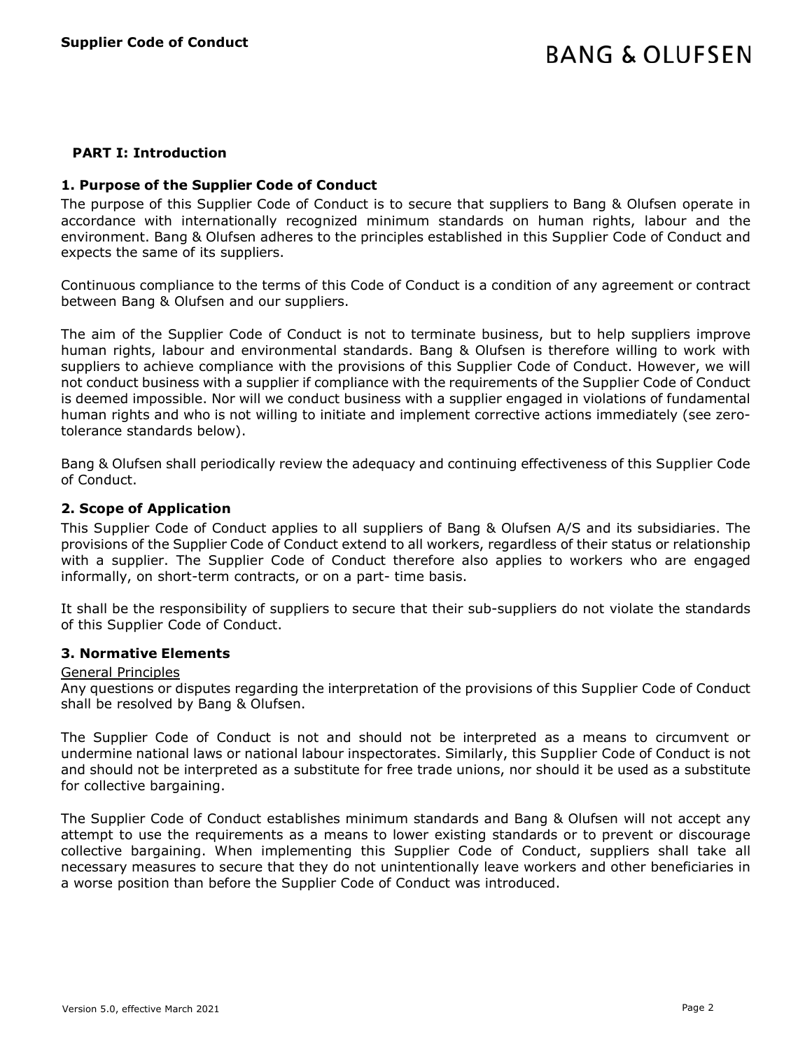## PART I: Introduction

### 1. Purpose of the Supplier Code of Conduct

The purpose of this Supplier Code of Conduct is to secure that suppliers to Bang & Olufsen operate in accordance with internationally recognized minimum standards on human rights, labour and the environment. Bang & Olufsen adheres to the principles established in this Supplier Code of Conduct and expects the same of its suppliers.

Continuous compliance to the terms of this Code of Conduct is a condition of any agreement or contract between Bang & Olufsen and our suppliers.

The aim of the Supplier Code of Conduct is not to terminate business, but to help suppliers improve human rights, labour and environmental standards. Bang & Olufsen is therefore willing to work with suppliers to achieve compliance with the provisions of this Supplier Code of Conduct. However, we will not conduct business with a supplier if compliance with the requirements of the Supplier Code of Conduct is deemed impossible. Nor will we conduct business with a supplier engaged in violations of fundamental human rights and who is not willing to initiate and implement corrective actions immediately (see zero-tolerance standards below).

Bang & Olufsen shall periodically review the adequacy and continuing effectiveness of this Supplier Code of Conduct.

### 2. Scope of Application

This Supplier Code of Conduct applies to all suppliers of Bang & Olufsen A/S and its subsidiaries. The provisions of the Supplier Code of Conduct extend to all workers, regardless of their status or relationship with a supplier. The Supplier Code of Conduct therefore also applies to workers who are engaged informally, on short-term contracts, or on a part- time basis.

It shall be the responsibility of suppliers to secure that their sub-suppliers do not violate the standards of this Supplier Code of Conduct.

### 3. Normative Elements

General Principles

Any questions or disputes regarding the interpretation of the provisions of this Supplier Code of Conduct shall be resolved by Bang & Olufsen.

The Supplier Code of Conduct is not and should not be interpreted as a means to circumvent or undermine national laws or national labour inspectorates. Similarly, this Supplier Code of Conduct is not and should not be interpreted as a substitute for free trade unions, nor should it be used as a substitute for collective bargaining.

The Supplier Code of Conduct establishes minimum standards and Bang & Olufsen will not accept any attempt to use the requirements as a means to lower existing standards or to prevent or discourage collective bargaining. When implementing this Supplier Code of Conduct, suppliers shall take all necessary measures to secure that they do not unintentionally leave workers and other beneficiaries in a worse position than before the Supplier Code of Conduct was introduced.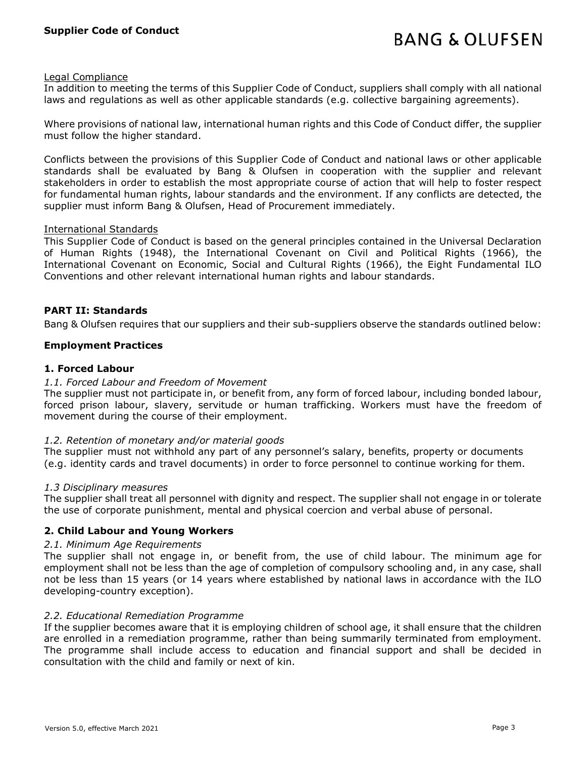Legal Compliance

In addition to meeting the terms of this Supplier Code of Conduct, suppliers shall comply with all national laws and regulations as well as other applicable standards (e.g. collective bargaining agreements).

Where provisions of national law, international human rights and this Code of Conduct differ, the supplier must follow the higher standard.

Conflicts between the provisions of this Supplier Code of Conduct and national laws or other applicable standards shall be evaluated by Bang & Olufsen in cooperation with the supplier and relevant stakeholders in order to establish the most appropriate course of action that will help to foster respect for fundamental human rights, labour standards and the environment. If any conflicts are detected, the supplier must inform Bang & Olufsen, Head of Procurement immediately.

International Standards

This Supplier Code of Conduct is based on the general principles contained in the Universal Declaration of Human Rights (1948), the International Covenant on Civil and Political Rights (1966), the International Covenant on Economic, Social and Cultural Rights (1966), the Eight Fundamental ILO Conventions and other relevant international human rights and labour standards.

## PART II: Standards

Bang & Olufsen requires that our suppliers and their sub-suppliers observe the standards outlined below:

### Employment Practices

### 1. Forced Labour

*1.1. Forced Labour and Freedom of Movement*

The supplier must not participate in, or benefit from, any form of forced labour, including bonded labour, forced prison labour, slavery, servitude or human trafficking. Workers must have the freedom of movement during the course of their employment.

*1.2. Retention of monetary and/or material goods*

The supplier must not withhold any part of any personnel's salary, benefits, property or documents (e.g. identity cards and travel documents) in order to force personnel to continue working for them.

*1.3 Disciplinary measures*

The supplier shall treat all personnel with dignity and respect. The supplier shall not engage in or tolerate the use of corporate punishment, mental and physical coercion and verbal abuse of personal.

### 2. Child Labour and Young Workers

*2.1. Minimum Age Requirements*

The supplier shall not engage in, or benefit from, the use of child labour. The minimum age for employment shall not be less than the age of completion of compulsory schooling and, in any case, shall not be less than 15 years (or 14 years where established by national laws in accordance with the ILO developing-country exception).

*2.2. Educational Remediation Programme*

If the supplier becomes aware that it is employing children of school age, it shall ensure that the children are enrolled in a remediation programme, rather than being summarily terminated from employment. The programme shall include access to education and financial support and shall be decided in consultation with the child and family or next of kin.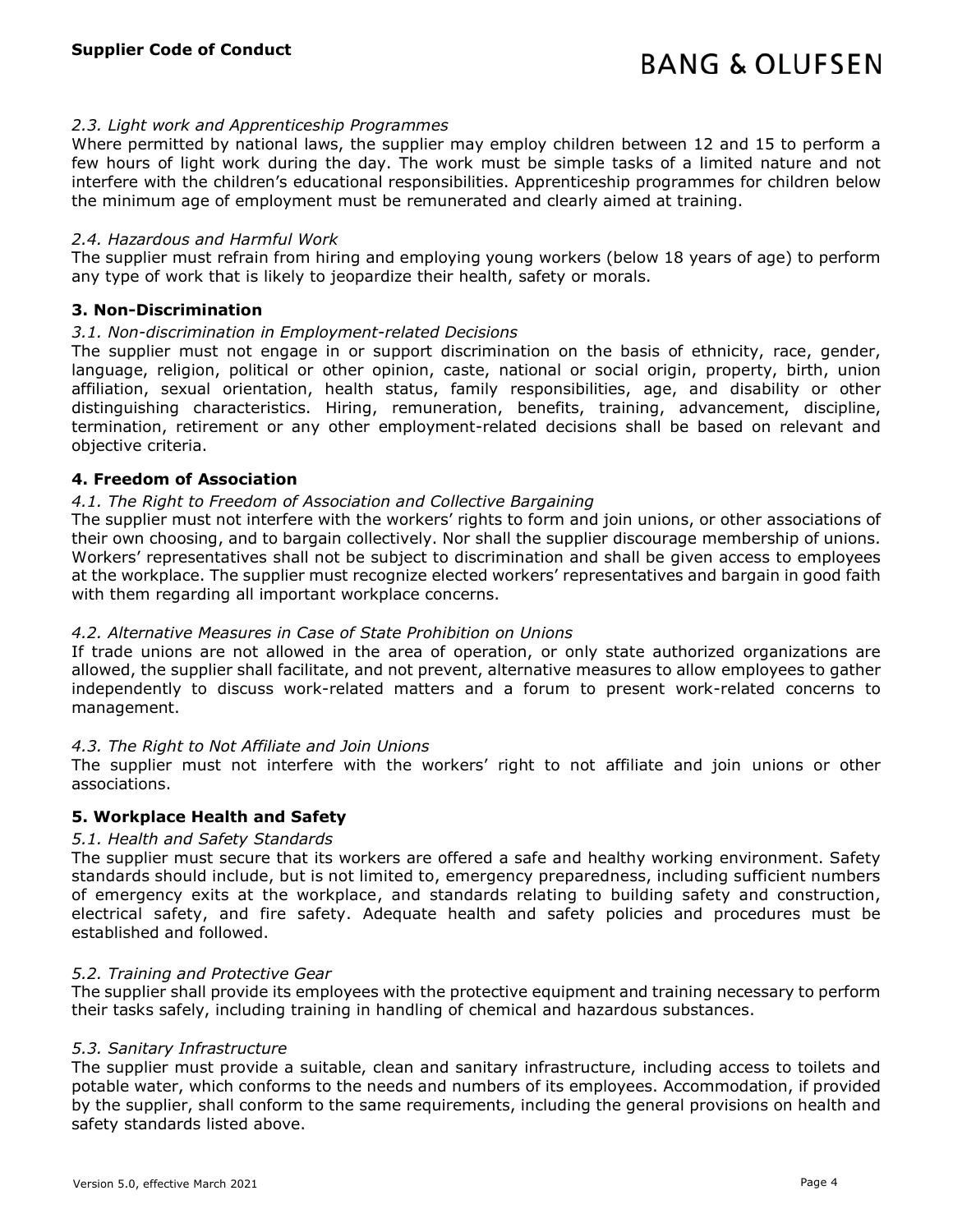*2.3. Light work and Apprenticeship Programmes*

Where permitted by national laws, the supplier may employ children between 12 and 15 to perform a few hours of light work during the day. The work must be simple tasks of a limited nature and not interfere with the children's educational responsibilities. Apprenticeship programmes for children below the minimum age of employment must be remunerated and clearly aimed at training.

*2.4. Hazardous and Harmful Work*

The supplier must refrain from hiring and employing young workers (below 18 years of age) to perform any type of work that is likely to jeopardize their health, safety or morals.

### 3. Non-Discrimination

*3.1. Non-discrimination in Employment-related Decisions*

The supplier must not engage in or support discrimination on the basis of ethnicity, race, gender, language, religion, political or other opinion, caste, national or social origin, property, birth, union affiliation, sexual orientation, health status, family responsibilities, age, and disability or other distinguishing characteristics. Hiring, remuneration, benefits, training, advancement, discipline, termination, retirement or any other employment-related decisions shall be based on relevant and objective criteria.

### 4. Freedom of Association

*4.1. The Right to Freedom of Association and Collective Bargaining*

The supplier must not interfere with the workers' rights to form and join unions, or other associations of their own choosing, and to bargain collectively. Nor shall the supplier discourage membership of unions. Workers' representatives shall not be subject to discrimination and shall be given access to employees at the workplace. The supplier must recognize elected workers' representatives and bargain in good faith with them regarding all important workplace concerns.

*4.2. Alternative Measures in Case of State Prohibition on Unions*

If trade unions are not allowed in the area of operation, or only state authorized organizations are allowed, the supplier shall facilitate, and not prevent, alternative measures to allow employees to gather independently to discuss work-related matters and a forum to present work-related concerns to management.

*4.3. The Right to Not Affiliate and Join Unions*

The supplier must not interfere with the workers' right to not affiliate and join unions or other associations.

### 5. Workplace Health and Safety

*5.1. Health and Safety Standards*

The supplier must secure that its workers are offered a safe and healthy working environment. Safety standards should include, but is not limited to, emergency preparedness, including sufficient numbers of emergency exits at the workplace, and standards relating to building safety and construction, electrical safety, and fire safety. Adequate health and safety policies and procedures must be established and followed.

*5.2. Training and Protective Gear*

The supplier shall provide its employees with the protective equipment and training necessary to perform their tasks safely, including training in handling of chemical and hazardous substances.

*5.3. Sanitary Infrastructure*

The supplier must provide a suitable, clean and sanitary infrastructure, including access to toilets and potable water, which conforms to the needs and numbers of its employees. Accommodation, if provided by the supplier, shall conform to the same requirements, including the general provisions on health and safety standards listed above.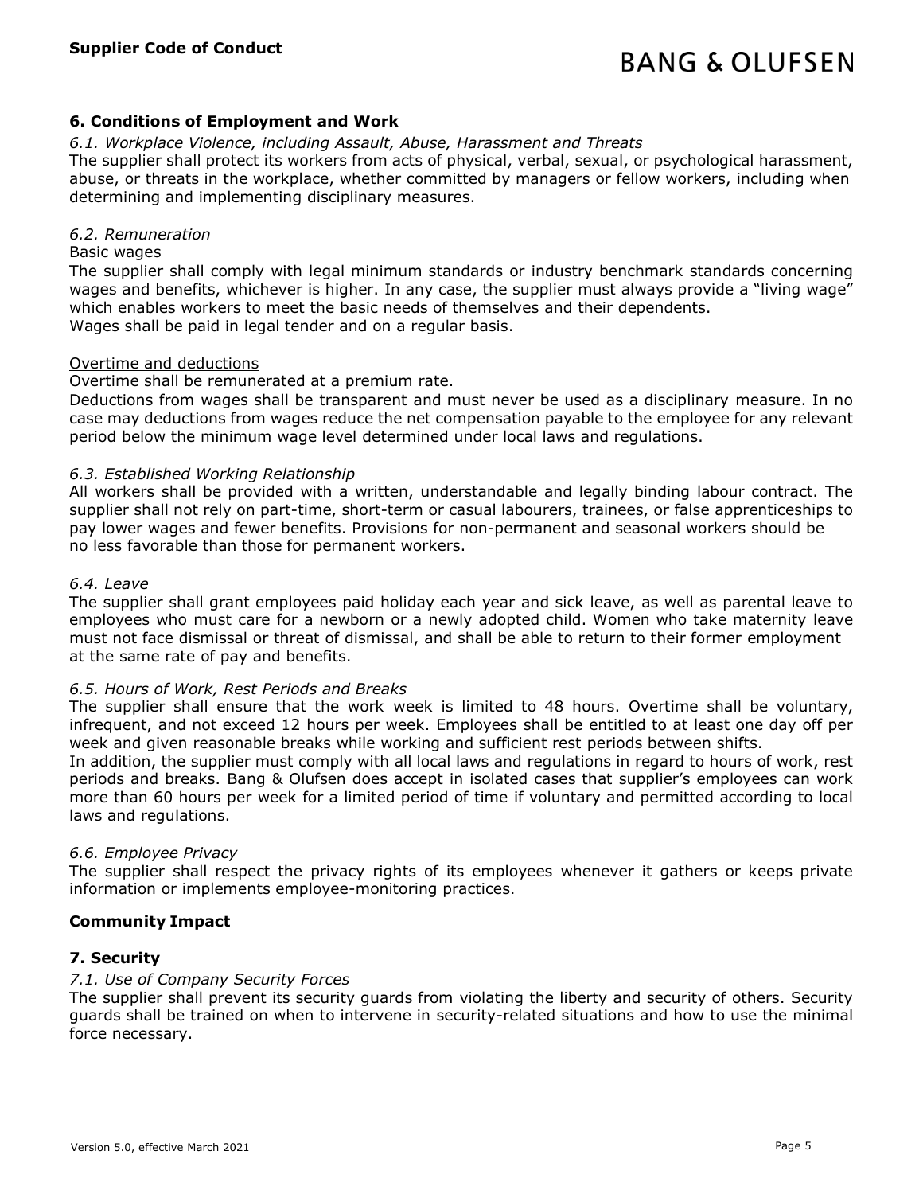## 6. Conditions of Employment and Work

*6.1. Workplace Violence, including Assault, Abuse, Harassment and Threats*

The supplier shall protect its workers from acts of physical, verbal, sexual, or psychological harassment, abuse, or threats in the workplace, whether committed by managers or fellow workers, including when determining and implementing disciplinary measures.

*6.2. Remuneration*

<u>Basic wages</u>

The supplier shall comply with legal minimum standards or industry benchmark standards concerning wages and benefits, whichever is higher. In any case, the supplier must always provide a "living wage" which enables workers to meet the basic needs of themselves and their dependents.
Wages shall be paid in legal tender and on a regular basis.

<u>Overtime and deductions</u>

Overtime shall be remunerated at a premium rate.
Deductions from wages shall be transparent and must never be used as a disciplinary measure. In no case may deductions from wages reduce the net compensation payable to the employee for any relevant period below the minimum wage level determined under local laws and regulations.

*6.3. Established Working Relationship*

All workers shall be provided with a written, understandable and legally binding labour contract. The supplier shall not rely on part-time, short-term or casual labourers, trainees, or false apprenticeships to pay lower wages and fewer benefits. Provisions for non-permanent and seasonal workers should be no less favorable than those for permanent workers.

*6.4. Leave*

The supplier shall grant employees paid holiday each year and sick leave, as well as parental leave to employees who must care for a newborn or a newly adopted child. Women who take maternity leave must not face dismissal or threat of dismissal, and shall be able to return to their former employment at the same rate of pay and benefits.

*6.5. Hours of Work, Rest Periods and Breaks*

The supplier shall ensure that the work week is limited to 48 hours. Overtime shall be voluntary, infrequent, and not exceed 12 hours per week. Employees shall be entitled to at least one day off per week and given reasonable breaks while working and sufficient rest periods between shifts.
In addition, the supplier must comply with all local laws and regulations in regard to hours of work, rest periods and breaks. Bang & Olufsen does accept in isolated cases that supplier's employees can work more than 60 hours per week for a limited period of time if voluntary and permitted according to local laws and regulations.

*6.6. Employee Privacy*

The supplier shall respect the privacy rights of its employees whenever it gathers or keeps private information or implements employee-monitoring practices.

## Community Impact

## 7. Security

*7.1. Use of Company Security Forces*

The supplier shall prevent its security guards from violating the liberty and security of others. Security guards shall be trained on when to intervene in security-related situations and how to use the minimal force necessary.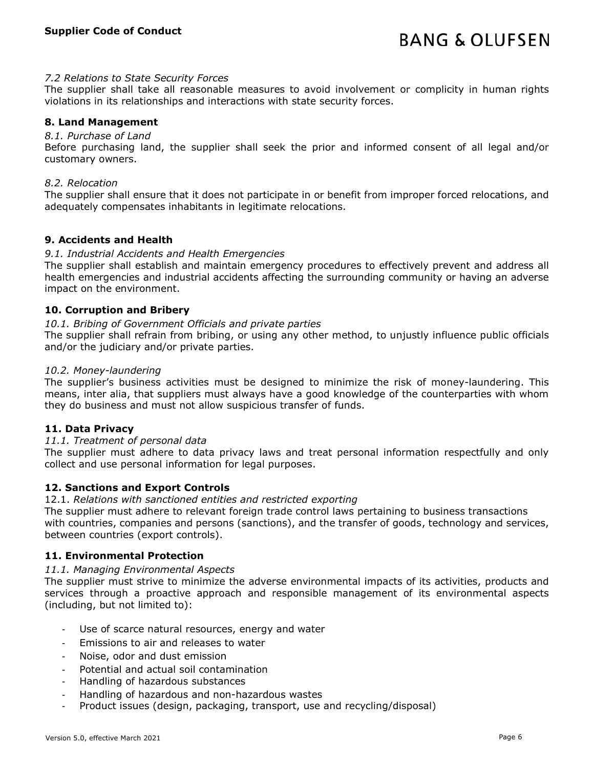*7.2 Relations to State Security Forces*

The supplier shall take all reasonable measures to avoid involvement or complicity in human rights violations in its relationships and interactions with state security forces.

## 8. Land Management

*8.1. Purchase of Land*

Before purchasing land, the supplier shall seek the prior and informed consent of all legal and/or customary owners.

*8.2. Relocation*

The supplier shall ensure that it does not participate in or benefit from improper forced relocations, and adequately compensates inhabitants in legitimate relocations.

## 9. Accidents and Health

*9.1. Industrial Accidents and Health Emergencies*

The supplier shall establish and maintain emergency procedures to effectively prevent and address all health emergencies and industrial accidents affecting the surrounding community or having an adverse impact on the environment.

## 10. Corruption and Bribery

*10.1. Bribing of Government Officials and private parties*

The supplier shall refrain from bribing, or using any other method, to unjustly influence public officials and/or the judiciary and/or private parties.

*10.2. Money-laundering*

The supplier's business activities must be designed to minimize the risk of money-laundering. This means, inter alia, that suppliers must always have a good knowledge of the counterparties with whom they do business and must not allow suspicious transfer of funds.

## 11. Data Privacy

*11.1. Treatment of personal data*

The supplier must adhere to data privacy laws and treat personal information respectfully and only collect and use personal information for legal purposes.

## 12. Sanctions and Export Controls

12.1. *Relations with sanctioned entities and restricted exporting*

The supplier must adhere to relevant foreign trade control laws pertaining to business transactions with countries, companies and persons (sanctions), and the transfer of goods, technology and services, between countries (export controls).

## 11. Environmental Protection

*11.1. Managing Environmental Aspects*

The supplier must strive to minimize the adverse environmental impacts of its activities, products and services through a proactive approach and responsible management of its environmental aspects (including, but not limited to):

- Use of scarce natural resources, energy and water
- Emissions to air and releases to water
- Noise, odor and dust emission
- Potential and actual soil contamination
- Handling of hazardous substances
- Handling of hazardous and non-hazardous wastes
- Product issues (design, packaging, transport, use and recycling/disposal)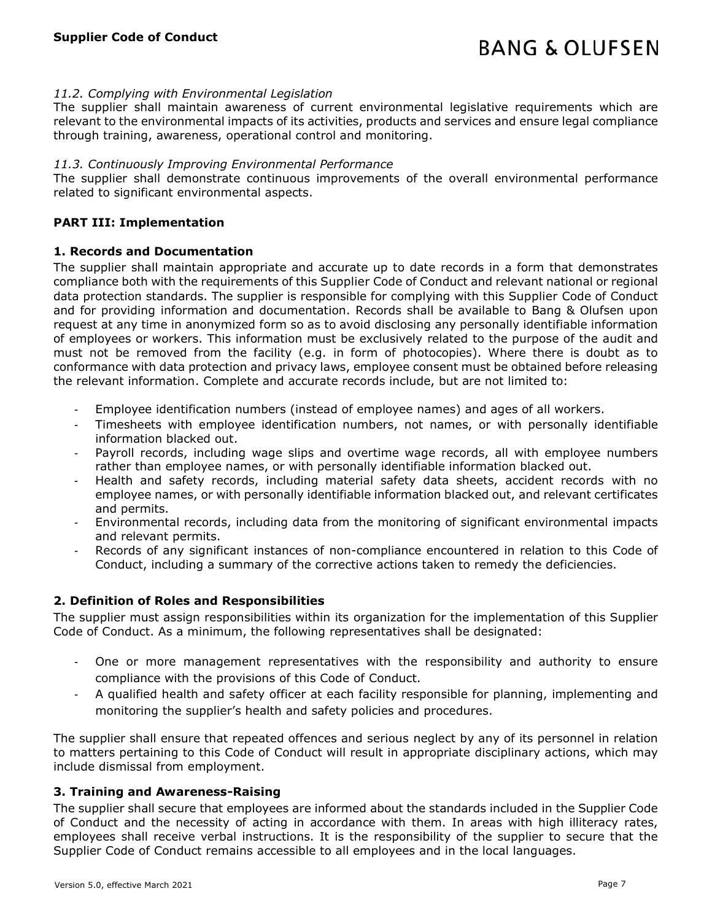*11.2. Complying with Environmental Legislation*

The supplier shall maintain awareness of current environmental legislative requirements which are relevant to the environmental impacts of its activities, products and services and ensure legal compliance through training, awareness, operational control and monitoring.

*11.3. Continuously Improving Environmental Performance*

The supplier shall demonstrate continuous improvements of the overall environmental performance related to significant environmental aspects.

## PART III: Implementation

### 1. Records and Documentation

The supplier shall maintain appropriate and accurate up to date records in a form that demonstrates compliance both with the requirements of this Supplier Code of Conduct and relevant national or regional data protection standards. The supplier is responsible for complying with this Supplier Code of Conduct and for providing information and documentation. Records shall be available to Bang & Olufsen upon request at any time in anonymized form so as to avoid disclosing any personally identifiable information of employees or workers. This information must be exclusively related to the purpose of the audit and must not be removed from the facility (e.g. in form of photocopies). Where there is doubt as to conformance with data protection and privacy laws, employee consent must be obtained before releasing the relevant information. Complete and accurate records include, but are not limited to:

- Employee identification numbers (instead of employee names) and ages of all workers.
- Timesheets with employee identification numbers, not names, or with personally identifiable information blacked out.
- Payroll records, including wage slips and overtime wage records, all with employee numbers rather than employee names, or with personally identifiable information blacked out.
- Health and safety records, including material safety data sheets, accident records with no employee names, or with personally identifiable information blacked out, and relevant certificates and permits.
- Environmental records, including data from the monitoring of significant environmental impacts and relevant permits.
- Records of any significant instances of non-compliance encountered in relation to this Code of Conduct, including a summary of the corrective actions taken to remedy the deficiencies.

### 2. Definition of Roles and Responsibilities

The supplier must assign responsibilities within its organization for the implementation of this Supplier Code of Conduct. As a minimum, the following representatives shall be designated:

- One or more management representatives with the responsibility and authority to ensure compliance with the provisions of this Code of Conduct.
- A qualified health and safety officer at each facility responsible for planning, implementing and monitoring the supplier's health and safety policies and procedures.

The supplier shall ensure that repeated offences and serious neglect by any of its personnel in relation to matters pertaining to this Code of Conduct will result in appropriate disciplinary actions, which may include dismissal from employment.

### 3. Training and Awareness-Raising

The supplier shall secure that employees are informed about the standards included in the Supplier Code of Conduct and the necessity of acting in accordance with them. In areas with high illiteracy rates, employees shall receive verbal instructions. It is the responsibility of the supplier to secure that the Supplier Code of Conduct remains accessible to all employees and in the local languages.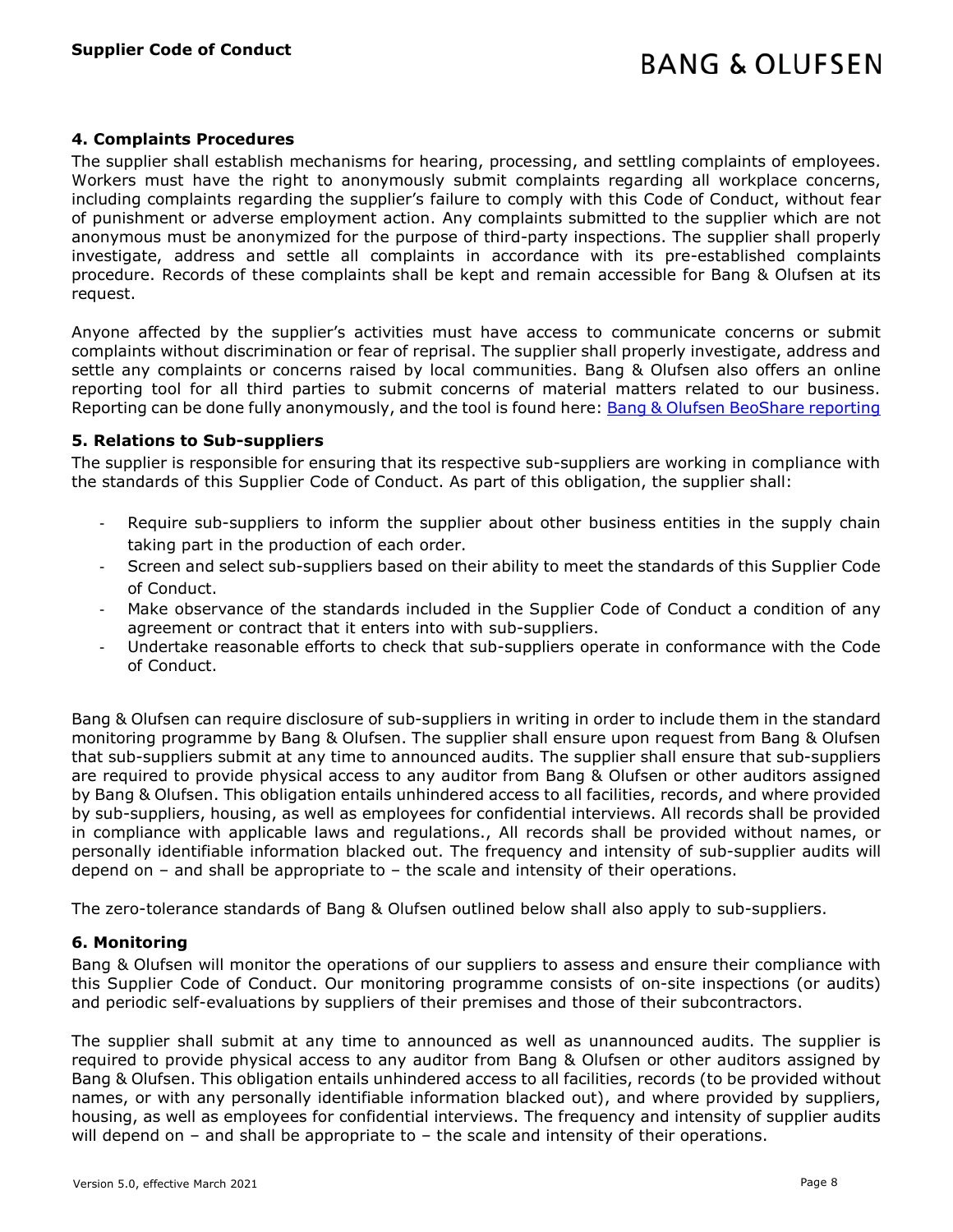### 4. Complaints Procedures

The supplier shall establish mechanisms for hearing, processing, and settling complaints of employees. Workers must have the right to anonymously submit complaints regarding all workplace concerns, including complaints regarding the supplier's failure to comply with this Code of Conduct, without fear of punishment or adverse employment action. Any complaints submitted to the supplier which are not anonymous must be anonymized for the purpose of third-party inspections. The supplier shall properly investigate, address and settle all complaints in accordance with its pre-established complaints procedure. Records of these complaints shall be kept and remain accessible for Bang & Olufsen at its request.

Anyone affected by the supplier's activities must have access to communicate concerns or submit complaints without discrimination or fear of reprisal. The supplier shall properly investigate, address and settle any complaints or concerns raised by local communities. Bang & Olufsen also offers an online reporting tool for all third parties to submit concerns of material matters related to our business. Reporting can be done fully anonymously, and the tool is found here: Bang & Olufsen BeoShare reporting

### 5. Relations to Sub-suppliers

The supplier is responsible for ensuring that its respective sub-suppliers are working in compliance with the standards of this Supplier Code of Conduct. As part of this obligation, the supplier shall:

- Require sub-suppliers to inform the supplier about other business entities in the supply chain taking part in the production of each order.
- Screen and select sub-suppliers based on their ability to meet the standards of this Supplier Code of Conduct.
- Make observance of the standards included in the Supplier Code of Conduct a condition of any agreement or contract that it enters into with sub-suppliers.
- Undertake reasonable efforts to check that sub-suppliers operate in conformance with the Code of Conduct.

Bang & Olufsen can require disclosure of sub-suppliers in writing in order to include them in the standard monitoring programme by Bang & Olufsen. The supplier shall ensure upon request from Bang & Olufsen that sub-suppliers submit at any time to announced audits. The supplier shall ensure that sub-suppliers are required to provide physical access to any auditor from Bang & Olufsen or other auditors assigned by Bang & Olufsen. This obligation entails unhindered access to all facilities, records, and where provided by sub-suppliers, housing, as well as employees for confidential interviews. All records shall be provided in compliance with applicable laws and regulations., All records shall be provided without names, or personally identifiable information blacked out. The frequency and intensity of sub-supplier audits will depend on – and shall be appropriate to – the scale and intensity of their operations.

The zero-tolerance standards of Bang & Olufsen outlined below shall also apply to sub-suppliers.

### 6. Monitoring

Bang & Olufsen will monitor the operations of our suppliers to assess and ensure their compliance with this Supplier Code of Conduct. Our monitoring programme consists of on-site inspections (or audits) and periodic self-evaluations by suppliers of their premises and those of their subcontractors.

The supplier shall submit at any time to announced as well as unannounced audits. The supplier is required to provide physical access to any auditor from Bang & Olufsen or other auditors assigned by Bang & Olufsen. This obligation entails unhindered access to all facilities, records (to be provided without names, or with any personally identifiable information blacked out), and where provided by suppliers, housing, as well as employees for confidential interviews. The frequency and intensity of supplier audits will depend on – and shall be appropriate to – the scale and intensity of their operations.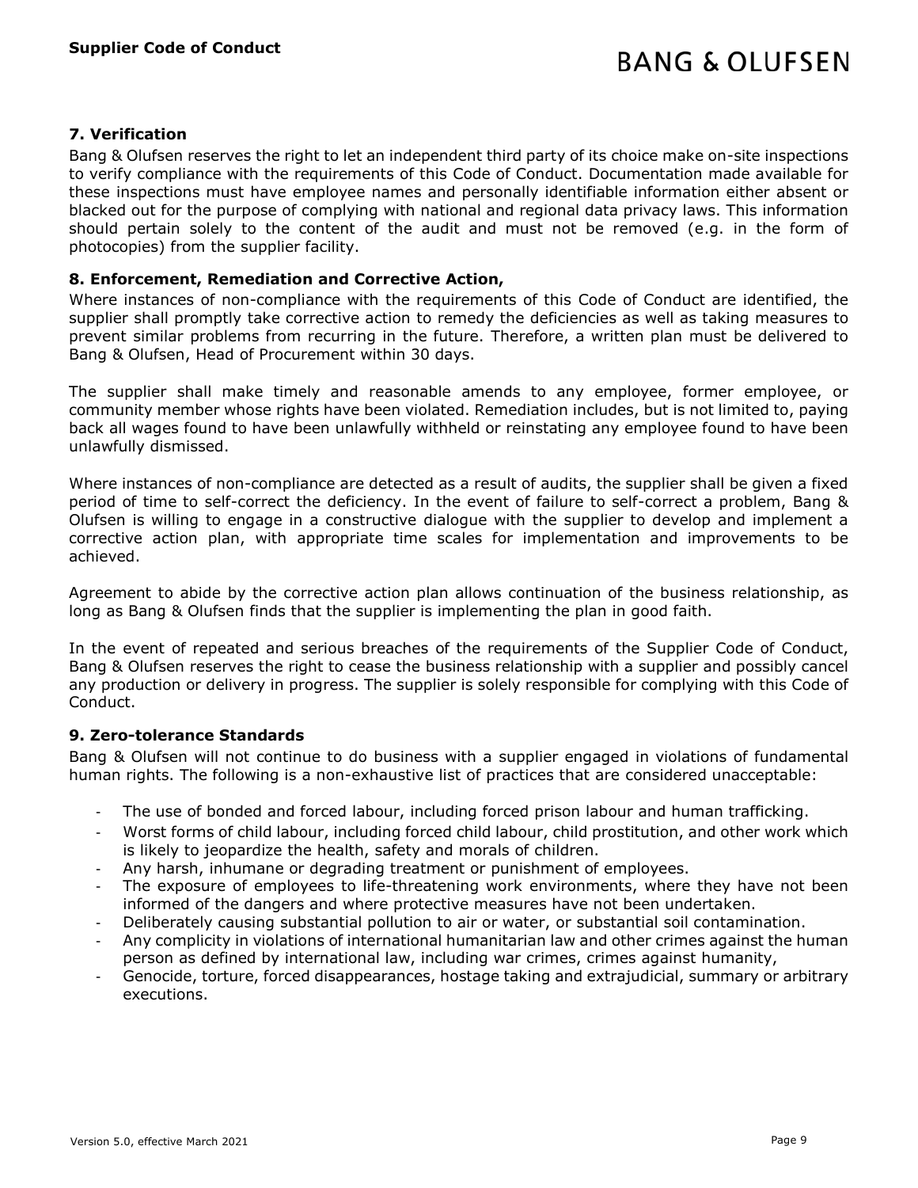## 7. Verification

Bang & Olufsen reserves the right to let an independent third party of its choice make on-site inspections to verify compliance with the requirements of this Code of Conduct. Documentation made available for these inspections must have employee names and personally identifiable information either absent or blacked out for the purpose of complying with national and regional data privacy laws. This information should pertain solely to the content of the audit and must not be removed (e.g. in the form of photocopies) from the supplier facility.

## 8. Enforcement, Remediation and Corrective Action,

Where instances of non-compliance with the requirements of this Code of Conduct are identified, the supplier shall promptly take corrective action to remedy the deficiencies as well as taking measures to prevent similar problems from recurring in the future. Therefore, a written plan must be delivered to Bang & Olufsen, Head of Procurement within 30 days.

The supplier shall make timely and reasonable amends to any employee, former employee, or community member whose rights have been violated. Remediation includes, but is not limited to, paying back all wages found to have been unlawfully withheld or reinstating any employee found to have been unlawfully dismissed.

Where instances of non-compliance are detected as a result of audits, the supplier shall be given a fixed period of time to self-correct the deficiency. In the event of failure to self-correct a problem, Bang & Olufsen is willing to engage in a constructive dialogue with the supplier to develop and implement a corrective action plan, with appropriate time scales for implementation and improvements to be achieved.

Agreement to abide by the corrective action plan allows continuation of the business relationship, as long as Bang & Olufsen finds that the supplier is implementing the plan in good faith.

In the event of repeated and serious breaches of the requirements of the Supplier Code of Conduct, Bang & Olufsen reserves the right to cease the business relationship with a supplier and possibly cancel any production or delivery in progress. The supplier is solely responsible for complying with this Code of Conduct.

## 9. Zero-tolerance Standards

Bang & Olufsen will not continue to do business with a supplier engaged in violations of fundamental human rights. The following is a non-exhaustive list of practices that are considered unacceptable:

- The use of bonded and forced labour, including forced prison labour and human trafficking.
- Worst forms of child labour, including forced child labour, child prostitution, and other work which is likely to jeopardize the health, safety and morals of children.
- Any harsh, inhumane or degrading treatment or punishment of employees.
- The exposure of employees to life-threatening work environments, where they have not been informed of the dangers and where protective measures have not been undertaken.
- Deliberately causing substantial pollution to air or water, or substantial soil contamination.
- Any complicity in violations of international humanitarian law and other crimes against the human person as defined by international law, including war crimes, crimes against humanity,
- Genocide, torture, forced disappearances, hostage taking and extrajudicial, summary or arbitrary executions.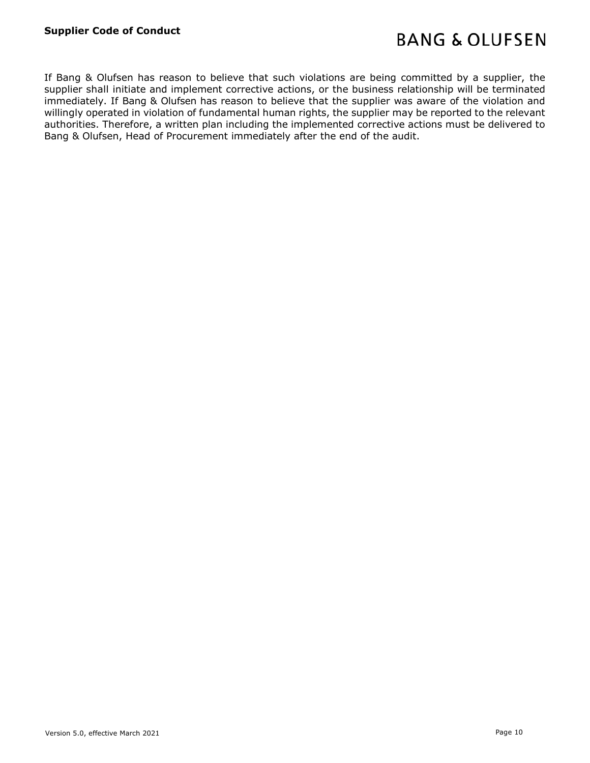If Bang & Olufsen has reason to believe that such violations are being committed by a supplier, the supplier shall initiate and implement corrective actions, or the business relationship will be terminated immediately. If Bang & Olufsen has reason to believe that the supplier was aware of the violation and willingly operated in violation of fundamental human rights, the supplier may be reported to the relevant authorities. Therefore, a written plan including the implemented corrective actions must be delivered to Bang & Olufsen, Head of Procurement immediately after the end of the audit.